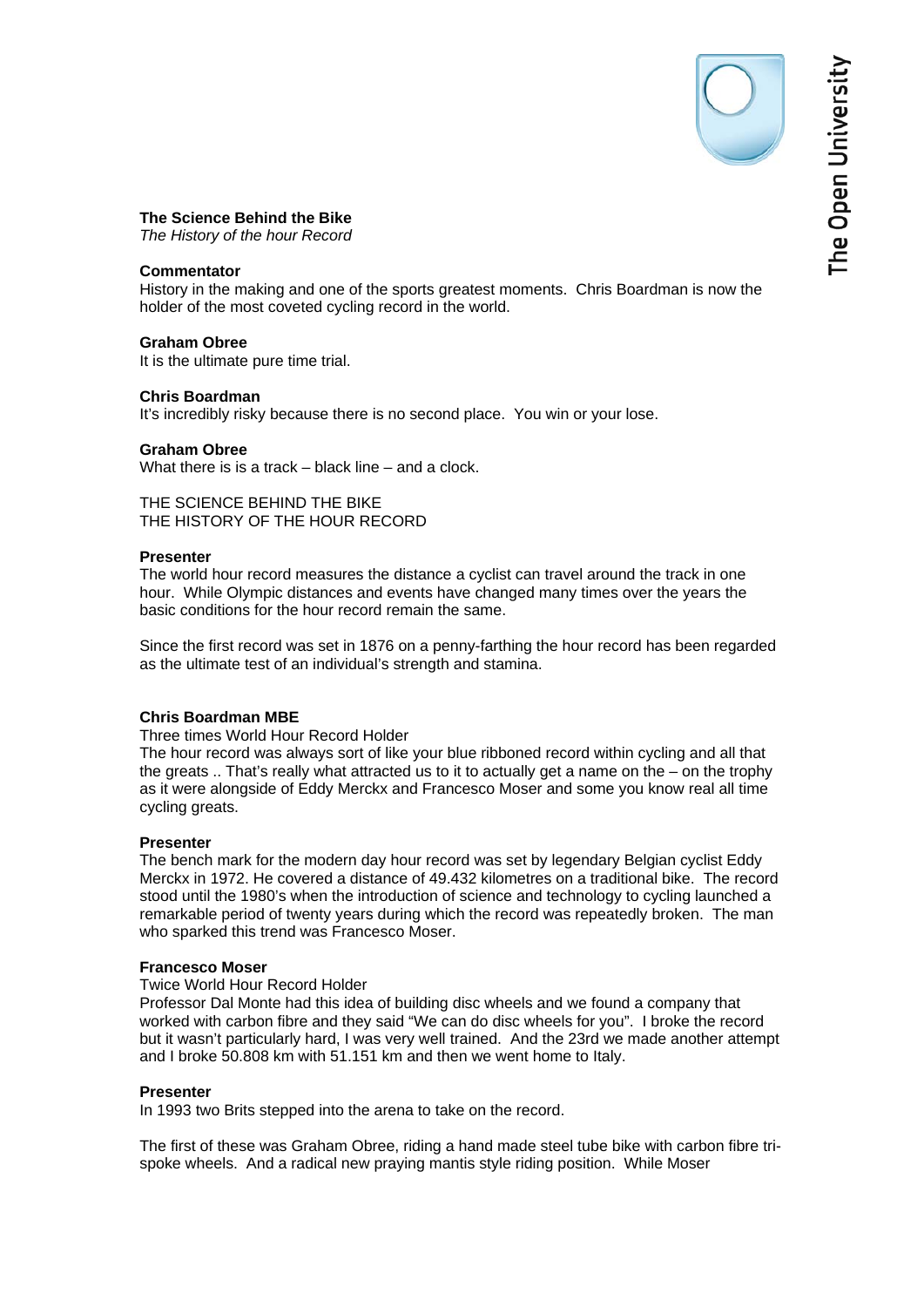**The Science Behind the Bike**
*The History of the hour Record*

**Commentator**
History in the making and one of the sports greatest moments. Chris Boardman is now the holder of the most coveted cycling record in the world.

**Graham Obree**
It is the ultimate pure time trial.

**Chris Boardman**
It's incredibly risky because there is no second place. You win or your lose.

**Graham Obree**
What there is is a track – black line – and a clock.

THE SCIENCE BEHIND THE BIKE
THE HISTORY OF THE HOUR RECORD

**Presenter**
The world hour record measures the distance a cyclist can travel around the track in one hour. While Olympic distances and events have changed many times over the years the basic conditions for the hour record remain the same.

Since the first record was set in 1876 on a penny-farthing the hour record has been regarded as the ultimate test of an individual's strength and stamina.

**Chris Boardman MBE**
Three times World Hour Record Holder
The hour record was always sort of like your blue ribboned record within cycling and all that the greats .. That's really what attracted us to it to actually get a name on the – on the trophy as it were alongside of Eddy Merckx and Francesco Moser and some you know real all time cycling greats.

**Presenter**
The bench mark for the modern day hour record was set by legendary Belgian cyclist Eddy Merckx in 1972. He covered a distance of 49.432 kilometres on a traditional bike. The record stood until the 1980's when the introduction of science and technology to cycling launched a remarkable period of twenty years during which the record was repeatedly broken. The man who sparked this trend was Francesco Moser.

**Francesco Moser**
Twice World Hour Record Holder
Professor Dal Monte had this idea of building disc wheels and we found a company that worked with carbon fibre and they said "We can do disc wheels for you". I broke the record but it wasn't particularly hard, I was very well trained. And the 23rd we made another attempt and I broke 50.808 km with 51.151 km and then we went home to Italy.

**Presenter**
In 1993 two Brits stepped into the arena to take on the record.

The first of these was Graham Obree, riding a hand made steel tube bike with carbon fibre tri-spoke wheels. And a radical new praying mantis style riding position. While Moser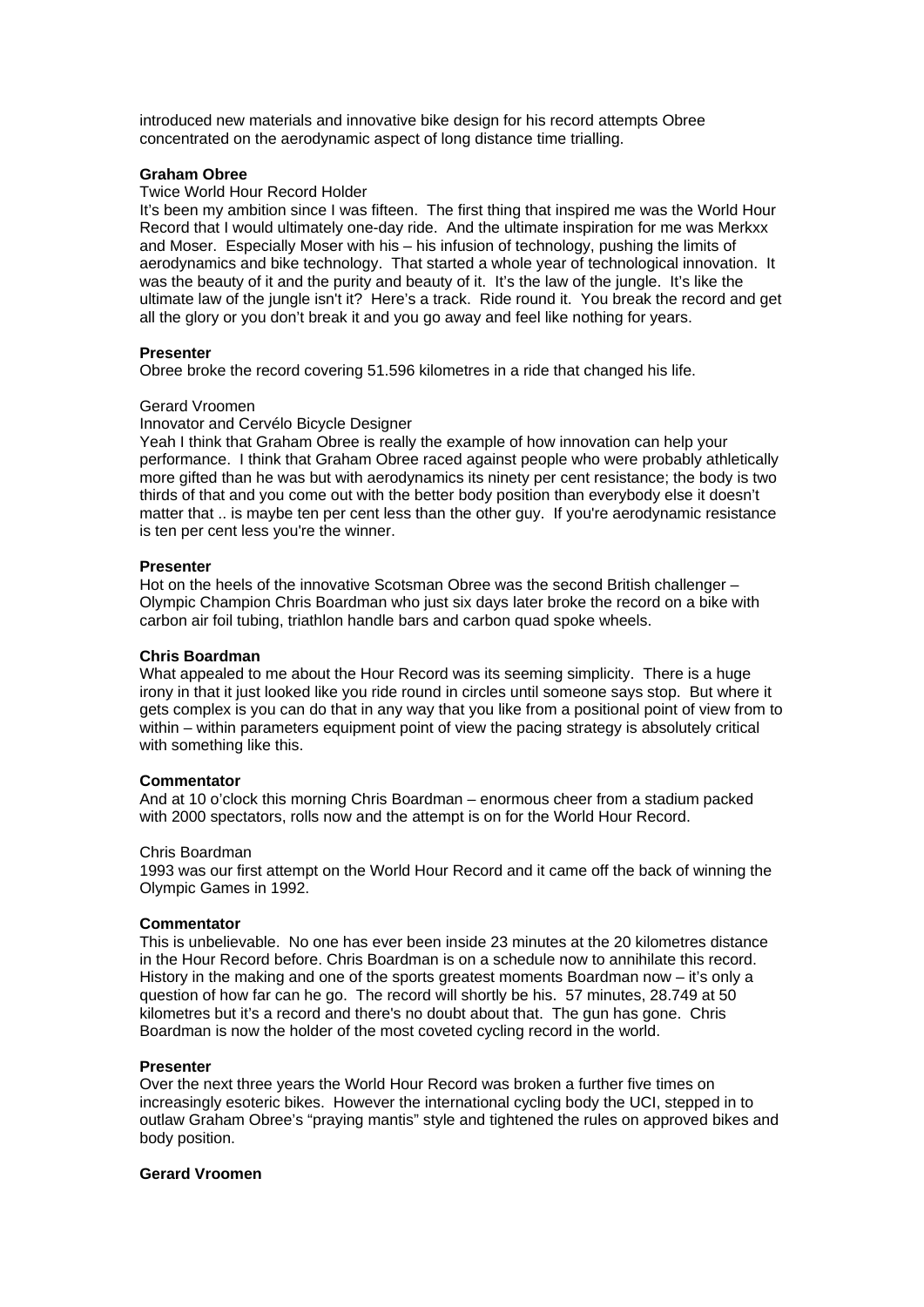introduced new materials and innovative bike design for his record attempts Obree concentrated on the aerodynamic aspect of long distance time trialling.

**Graham Obree**

Twice World Hour Record Holder

It's been my ambition since I was fifteen. The first thing that inspired me was the World Hour Record that I would ultimately one-day ride. And the ultimate inspiration for me was Merkxx and Moser. Especially Moser with his – his infusion of technology, pushing the limits of aerodynamics and bike technology. That started a whole year of technological innovation. It was the beauty of it and the purity and beauty of it. It's the law of the jungle. It's like the ultimate law of the jungle isn't it? Here's a track. Ride round it. You break the record and get all the glory or you don't break it and you go away and feel like nothing for years.

**Presenter**

Obree broke the record covering 51.596 kilometres in a ride that changed his life.

Gerard Vroomen

Innovator and Cervélo Bicycle Designer

Yeah I think that Graham Obree is really the example of how innovation can help your performance. I think that Graham Obree raced against people who were probably athletically more gifted than he was but with aerodynamics its ninety per cent resistance; the body is two thirds of that and you come out with the better body position than everybody else it doesn't matter that .. is maybe ten per cent less than the other guy. If you're aerodynamic resistance is ten per cent less you're the winner.

**Presenter**

Hot on the heels of the innovative Scotsman Obree was the second British challenger – Olympic Champion Chris Boardman who just six days later broke the record on a bike with carbon air foil tubing, triathlon handle bars and carbon quad spoke wheels.

**Chris Boardman**

What appealed to me about the Hour Record was its seeming simplicity. There is a huge irony in that it just looked like you ride round in circles until someone says stop. But where it gets complex is you can do that in any way that you like from a positional point of view from to within – within parameters equipment point of view the pacing strategy is absolutely critical with something like this.

**Commentator**

And at 10 o'clock this morning Chris Boardman – enormous cheer from a stadium packed with 2000 spectators, rolls now and the attempt is on for the World Hour Record.

Chris Boardman

1993 was our first attempt on the World Hour Record and it came off the back of winning the Olympic Games in 1992.

**Commentator**

This is unbelievable. No one has ever been inside 23 minutes at the 20 kilometres distance in the Hour Record before. Chris Boardman is on a schedule now to annihilate this record. History in the making and one of the sports greatest moments Boardman now – it's only a question of how far can he go. The record will shortly be his. 57 minutes, 28.749 at 50 kilometres but it's a record and there's no doubt about that. The gun has gone. Chris Boardman is now the holder of the most coveted cycling record in the world.

**Presenter**

Over the next three years the World Hour Record was broken a further five times on increasingly esoteric bikes. However the international cycling body the UCI, stepped in to outlaw Graham Obree's "praying mantis" style and tightened the rules on approved bikes and body position.

**Gerard Vroomen**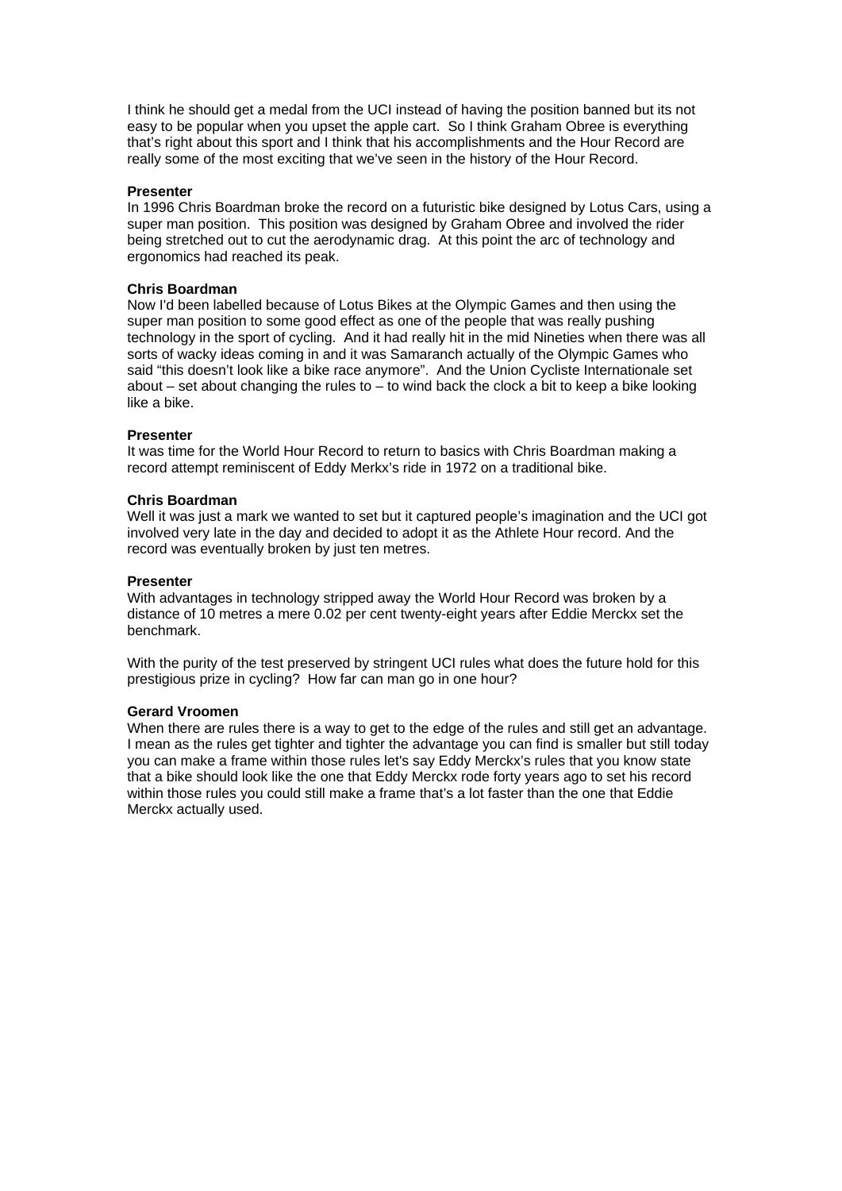I think he should get a medal from the UCI instead of having the position banned but its not easy to be popular when you upset the apple cart. So I think Graham Obree is everything that's right about this sport and I think that his accomplishments and the Hour Record are really some of the most exciting that we've seen in the history of the Hour Record.

**Presenter**
In 1996 Chris Boardman broke the record on a futuristic bike designed by Lotus Cars, using a super man position. This position was designed by Graham Obree and involved the rider being stretched out to cut the aerodynamic drag. At this point the arc of technology and ergonomics had reached its peak.

**Chris Boardman**
Now I'd been labelled because of Lotus Bikes at the Olympic Games and then using the super man position to some good effect as one of the people that was really pushing technology in the sport of cycling. And it had really hit in the mid Nineties when there was all sorts of wacky ideas coming in and it was Samaranch actually of the Olympic Games who said "this doesn't look like a bike race anymore". And the Union Cycliste Internationale set about – set about changing the rules to – to wind back the clock a bit to keep a bike looking like a bike.

**Presenter**
It was time for the World Hour Record to return to basics with Chris Boardman making a record attempt reminiscent of Eddy Merkx's ride in 1972 on a traditional bike.

**Chris Boardman**
Well it was just a mark we wanted to set but it captured people's imagination and the UCI got involved very late in the day and decided to adopt it as the Athlete Hour record. And the record was eventually broken by just ten metres.

**Presenter**
With advantages in technology stripped away the World Hour Record was broken by a distance of 10 metres a mere 0.02 per cent twenty-eight years after Eddie Merckx set the benchmark.

With the purity of the test preserved by stringent UCI rules what does the future hold for this prestigious prize in cycling? How far can man go in one hour?

**Gerard Vroomen**
When there are rules there is a way to get to the edge of the rules and still get an advantage. I mean as the rules get tighter and tighter the advantage you can find is smaller but still today you can make a frame within those rules let's say Eddy Merckx's rules that you know state that a bike should look like the one that Eddy Merckx rode forty years ago to set his record within those rules you could still make a frame that's a lot faster than the one that Eddie Merckx actually used.